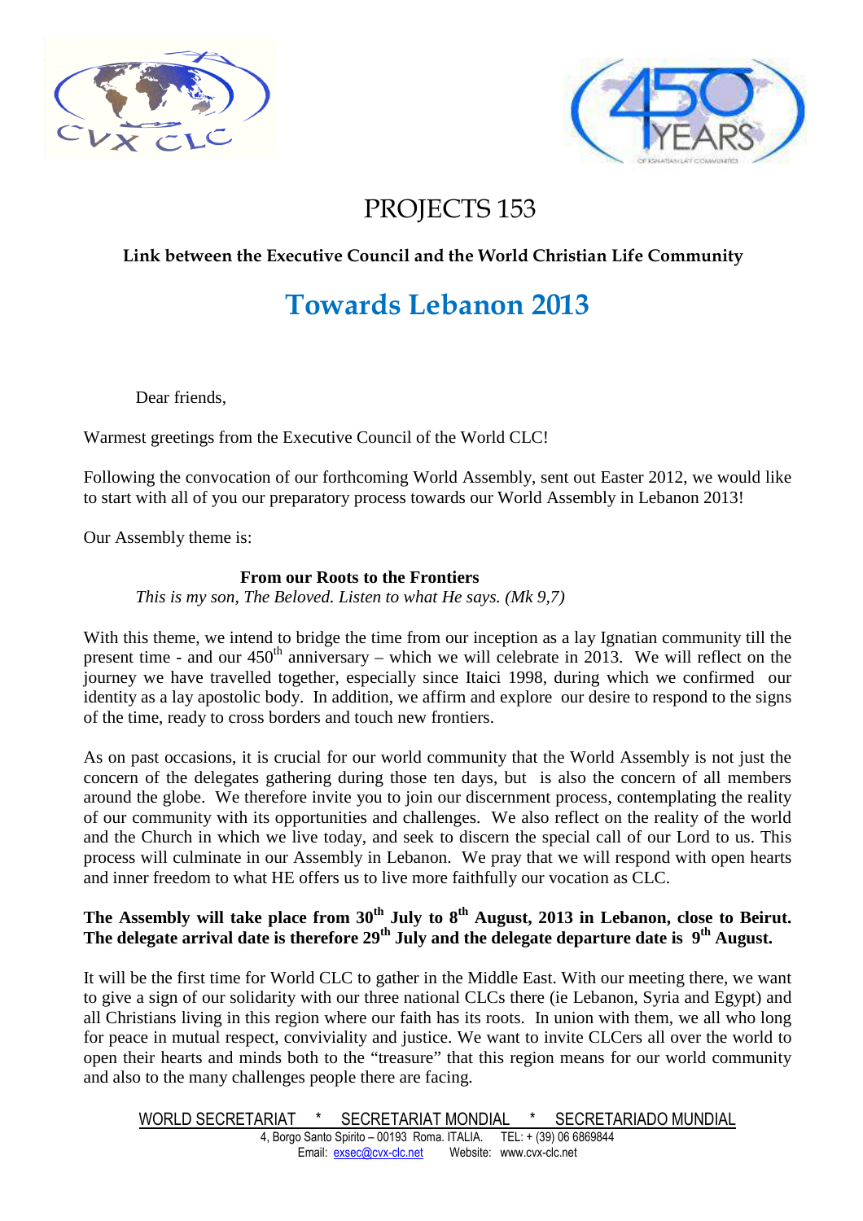# PROJECTS 153

**Link between the Executive Council and the World Christian Life Community**

## Towards Lebanon 2013

Dear friends,

Warmest greetings from the Executive Council of the World CLC!

Following the convocation of our forthcoming World Assembly, sent out Easter 2012, we would like to start with all of you our preparatory process towards our World Assembly in Lebanon 2013!

Our Assembly theme is:

**From our Roots to the Frontiers**
*This is my son, The Beloved. Listen to what He says. (Mk 9,7)*

With this theme, we intend to bridge the time from our inception as a lay Ignatian community till the present time - and our 450th anniversary – which we will celebrate in 2013. We will reflect on the journey we have travelled together, especially since Itaici 1998, during which we confirmed our identity as a lay apostolic body. In addition, we affirm and explore our desire to respond to the signs of the time, ready to cross borders and touch new frontiers.

As on past occasions, it is crucial for our world community that the World Assembly is not just the concern of the delegates gathering during those ten days, but is also the concern of all members around the globe. We therefore invite you to join our discernment process, contemplating the reality of our community with its opportunities and challenges. We also reflect on the reality of the world and the Church in which we live today, and seek to discern the special call of our Lord to us. This process will culminate in our Assembly in Lebanon. We pray that we will respond with open hearts and inner freedom to what HE offers us to live more faithfully our vocation as CLC.

**The Assembly will take place from 30th July to 8th August, 2013 in Lebanon, close to Beirut. The delegate arrival date is therefore 29th July and the delegate departure date is 9th August.**

It will be the first time for World CLC to gather in the Middle East. With our meeting there, we want to give a sign of our solidarity with our three national CLCs there (ie Lebanon, Syria and Egypt) and all Christians living in this region where our faith has its roots. In union with them, we all who long for peace in mutual respect, conviviality and justice. We want to invite CLCers all over the world to open their hearts and minds both to the "treasure" that this region means for our world community and also to the many challenges people there are facing.

WORLD SECRETARIAT * SECRETARIAT MONDIAL * SECRETARIADO MUNDIAL
4, Borgo Santo Spirito – 00193 Roma. ITALIA. TEL: + (39) 06 6869844
Email: exsec@cvx-clc.net Website: www.cvx-clc.net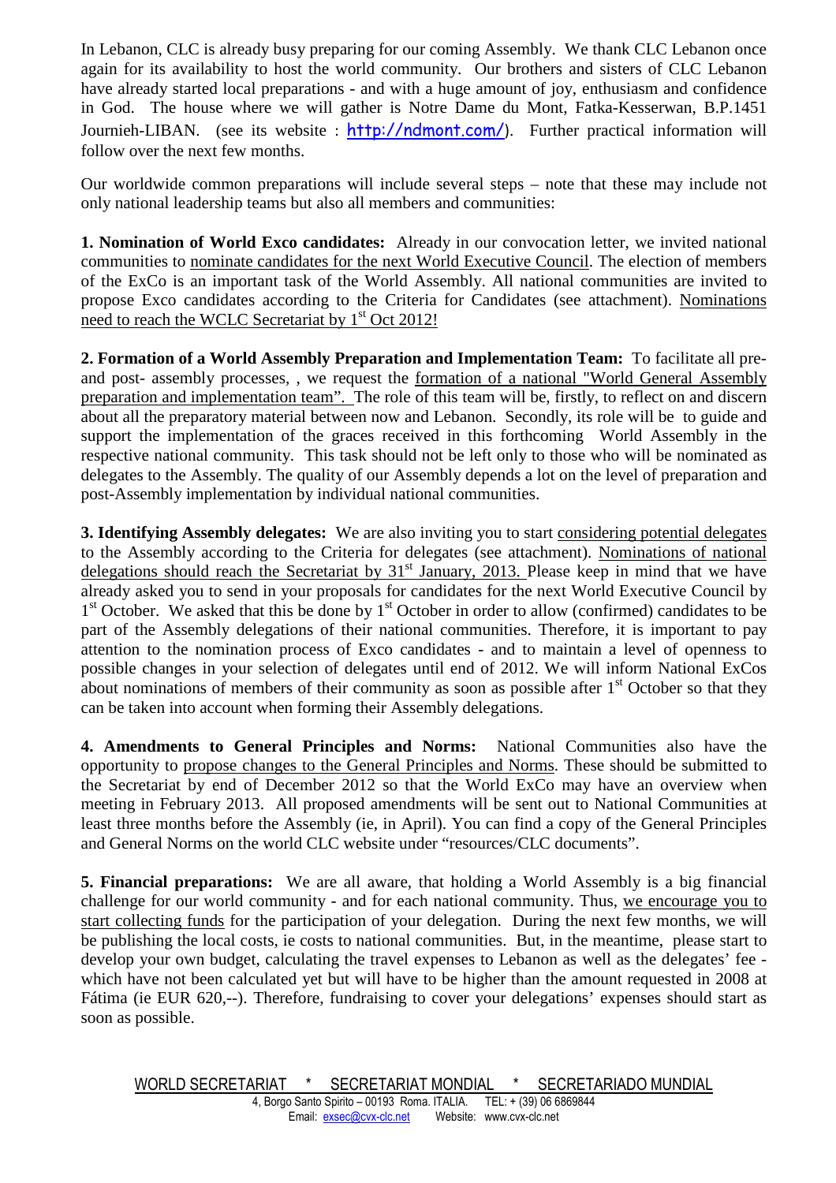In Lebanon, CLC is already busy preparing for our coming Assembly. We thank CLC Lebanon once again for its availability to host the world community. Our brothers and sisters of CLC Lebanon have already started local preparations - and with a huge amount of joy, enthusiasm and confidence in God. The house where we will gather is Notre Dame du Mont, Fatka-Kesserwan, B.P.1451 Journieh-LIBAN. (see its website : http://ndmont.com/). Further practical information will follow over the next few months.

Our worldwide common preparations will include several steps – note that these may include not only national leadership teams but also all members and communities:

**1. Nomination of World Exco candidates:** Already in our convocation letter, we invited national communities to nominate candidates for the next World Executive Council. The election of members of the ExCo is an important task of the World Assembly. All national communities are invited to propose Exco candidates according to the Criteria for Candidates (see attachment). Nominations need to reach the WCLC Secretariat by 1st Oct 2012!

**2. Formation of a World Assembly Preparation and Implementation Team:** To facilitate all pre- and post- assembly processes, , we request the formation of a national "World General Assembly preparation and implementation team". The role of this team will be, firstly, to reflect on and discern about all the preparatory material between now and Lebanon. Secondly, its role will be to guide and support the implementation of the graces received in this forthcoming World Assembly in the respective national community. This task should not be left only to those who will be nominated as delegates to the Assembly. The quality of our Assembly depends a lot on the level of preparation and post-Assembly implementation by individual national communities.

**3. Identifying Assembly delegates:** We are also inviting you to start considering potential delegates to the Assembly according to the Criteria for delegates (see attachment). Nominations of national delegations should reach the Secretariat by 31st January, 2013. Please keep in mind that we have already asked you to send in your proposals for candidates for the next World Executive Council by 1st October. We asked that this be done by 1st October in order to allow (confirmed) candidates to be part of the Assembly delegations of their national communities. Therefore, it is important to pay attention to the nomination process of Exco candidates - and to maintain a level of openness to possible changes in your selection of delegates until end of 2012. We will inform National ExCos about nominations of members of their community as soon as possible after 1st October so that they can be taken into account when forming their Assembly delegations.

**4. Amendments to General Principles and Norms:** National Communities also have the opportunity to propose changes to the General Principles and Norms. These should be submitted to the Secretariat by end of December 2012 so that the World ExCo may have an overview when meeting in February 2013. All proposed amendments will be sent out to National Communities at least three months before the Assembly (ie, in April). You can find a copy of the General Principles and General Norms on the world CLC website under "resources/CLC documents".

**5. Financial preparations:** We are all aware, that holding a World Assembly is a big financial challenge for our world community - and for each national community. Thus, we encourage you to start collecting funds for the participation of your delegation. During the next few months, we will be publishing the local costs, ie costs to national communities. But, in the meantime, please start to develop your own budget, calculating the travel expenses to Lebanon as well as the delegates' fee - which have not been calculated yet but will have to be higher than the amount requested in 2008 at Fátima (ie EUR 620,--). Therefore, fundraising to cover your delegations' expenses should start as soon as possible.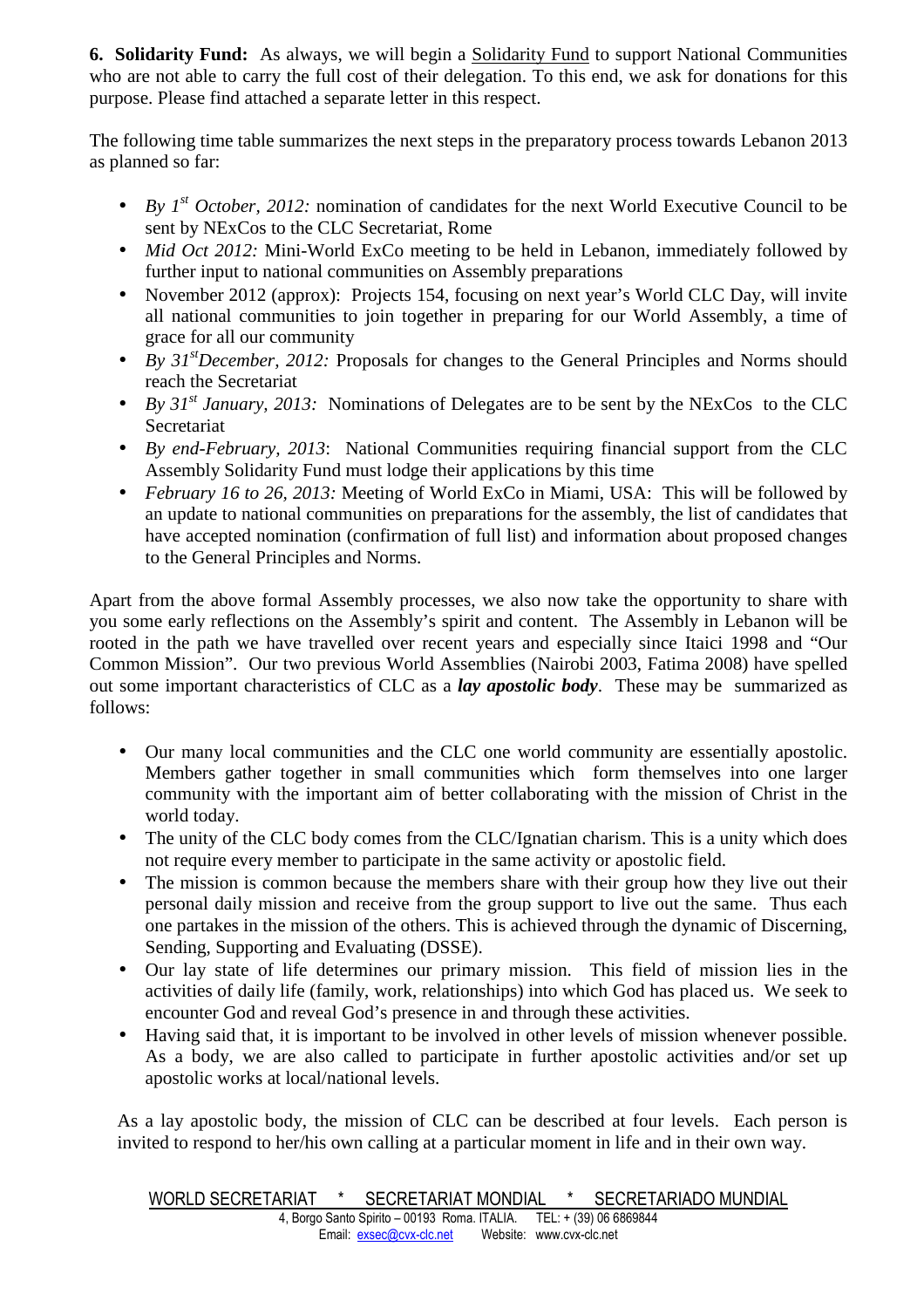**6. Solidarity Fund:** As always, we will begin a Solidarity Fund to support National Communities who are not able to carry the full cost of their delegation. To this end, we ask for donations for this purpose. Please find attached a separate letter in this respect.

The following time table summarizes the next steps in the preparatory process towards Lebanon 2013 as planned so far:

- *By 1st October, 2012:* nomination of candidates for the next World Executive Council to be sent by NExCos to the CLC Secretariat, Rome
- *Mid Oct 2012:* Mini-World ExCo meeting to be held in Lebanon, immediately followed by further input to national communities on Assembly preparations
- November 2012 (approx): Projects 154, focusing on next year's World CLC Day, will invite all national communities to join together in preparing for our World Assembly, a time of grace for all our community
- *By 31stDecember, 2012:* Proposals for changes to the General Principles and Norms should reach the Secretariat
- *By 31st January, 2013:* Nominations of Delegates are to be sent by the NExCos to the CLC Secretariat
- *By end-February, 2013*: National Communities requiring financial support from the CLC Assembly Solidarity Fund must lodge their applications by this time
- *February 16 to 26, 2013:* Meeting of World ExCo in Miami, USA: This will be followed by an update to national communities on preparations for the assembly, the list of candidates that have accepted nomination (confirmation of full list) and information about proposed changes to the General Principles and Norms.

Apart from the above formal Assembly processes, we also now take the opportunity to share with you some early reflections on the Assembly's spirit and content. The Assembly in Lebanon will be rooted in the path we have travelled over recent years and especially since Itaici 1998 and "Our Common Mission". Our two previous World Assemblies (Nairobi 2003, Fatima 2008) have spelled out some important characteristics of CLC as a ***lay apostolic body***. These may be summarized as follows:

- Our many local communities and the CLC one world community are essentially apostolic. Members gather together in small communities which form themselves into one larger community with the important aim of better collaborating with the mission of Christ in the world today.
- The unity of the CLC body comes from the CLC/Ignatian charism. This is a unity which does not require every member to participate in the same activity or apostolic field.
- The mission is common because the members share with their group how they live out their personal daily mission and receive from the group support to live out the same. Thus each one partakes in the mission of the others. This is achieved through the dynamic of Discerning, Sending, Supporting and Evaluating (DSSE).
- Our lay state of life determines our primary mission. This field of mission lies in the activities of daily life (family, work, relationships) into which God has placed us. We seek to encounter God and reveal God's presence in and through these activities.
- Having said that, it is important to be involved in other levels of mission whenever possible. As a body, we are also called to participate in further apostolic activities and/or set up apostolic works at local/national levels.

As a lay apostolic body, the mission of CLC can be described at four levels. Each person is invited to respond to her/his own calling at a particular moment in life and in their own way.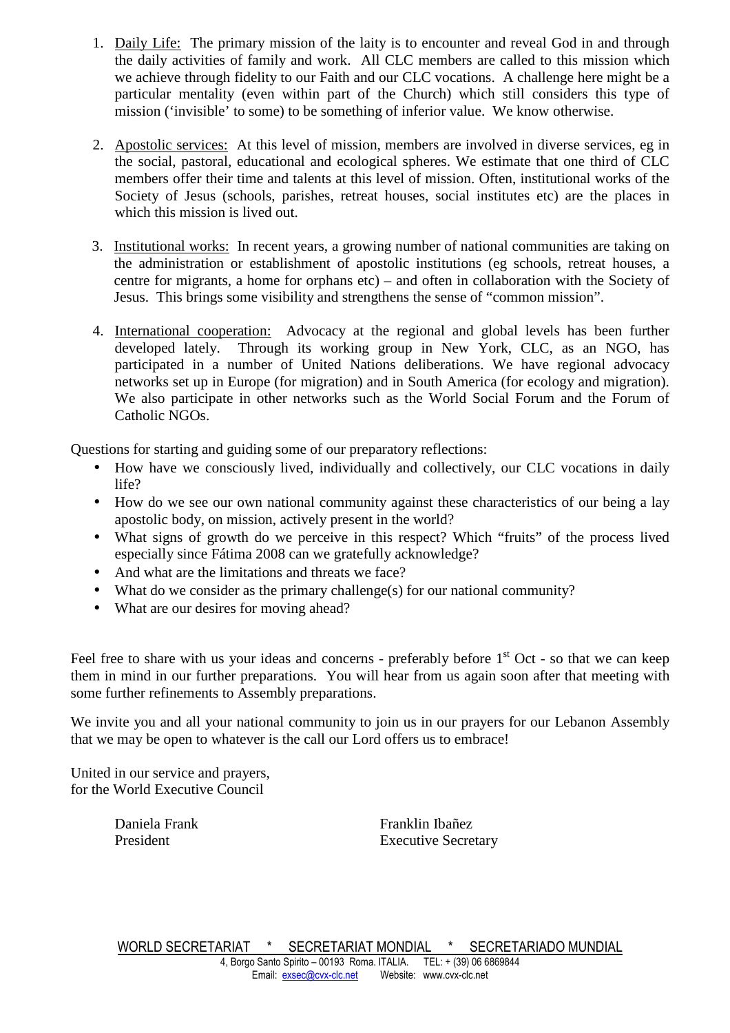1. Daily Life: The primary mission of the laity is to encounter and reveal God in and through the daily activities of family and work. All CLC members are called to this mission which we achieve through fidelity to our Faith and our CLC vocations. A challenge here might be a particular mentality (even within part of the Church) which still considers this type of mission ('invisible' to some) to be something of inferior value. We know otherwise.

2. Apostolic services: At this level of mission, members are involved in diverse services, eg in the social, pastoral, educational and ecological spheres. We estimate that one third of CLC members offer their time and talents at this level of mission. Often, institutional works of the Society of Jesus (schools, parishes, retreat houses, social institutes etc) are the places in which this mission is lived out.

3. Institutional works: In recent years, a growing number of national communities are taking on the administration or establishment of apostolic institutions (eg schools, retreat houses, a centre for migrants, a home for orphans etc) – and often in collaboration with the Society of Jesus. This brings some visibility and strengthens the sense of "common mission".

4. International cooperation: Advocacy at the regional and global levels has been further developed lately. Through its working group in New York, CLC, as an NGO, has participated in a number of United Nations deliberations. We have regional advocacy networks set up in Europe (for migration) and in South America (for ecology and migration). We also participate in other networks such as the World Social Forum and the Forum of Catholic NGOs.

Questions for starting and guiding some of our preparatory reflections:

- How have we consciously lived, individually and collectively, our CLC vocations in daily life?
- How do we see our own national community against these characteristics of our being a lay apostolic body, on mission, actively present in the world?
- What signs of growth do we perceive in this respect? Which "fruits" of the process lived especially since Fátima 2008 can we gratefully acknowledge?
- And what are the limitations and threats we face?
- What do we consider as the primary challenge(s) for our national community?
- What are our desires for moving ahead?

Feel free to share with us your ideas and concerns - preferably before 1st Oct - so that we can keep them in mind in our further preparations. You will hear from us again soon after that meeting with some further refinements to Assembly preparations.

We invite you and all your national community to join us in our prayers for our Lebanon Assembly that we may be open to whatever is the call our Lord offers us to embrace!

United in our service and prayers,
for the World Executive Council

Daniela Frank
President

Franklin Ibañez
Executive Secretary

WORLD SECRETARIAT * SECRETARIAT MONDIAL * SECRETARIADO MUNDIAL
4, Borgo Santo Spirito – 00193 Roma. ITALIA. TEL: + (39) 06 6869844
Email: exsec@cvx-clc.net Website: www.cvx-clc.net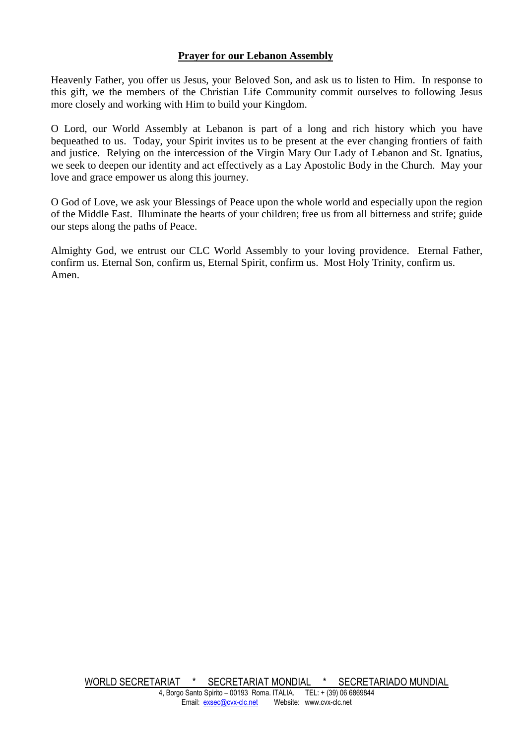**Prayer for our Lebanon Assembly**

Heavenly Father, you offer us Jesus, your Beloved Son, and ask us to listen to Him. In response to this gift, we the members of the Christian Life Community commit ourselves to following Jesus more closely and working with Him to build your Kingdom.

O Lord, our World Assembly at Lebanon is part of a long and rich history which you have bequeathed to us. Today, your Spirit invites us to be present at the ever changing frontiers of faith and justice. Relying on the intercession of the Virgin Mary Our Lady of Lebanon and St. Ignatius, we seek to deepen our identity and act effectively as a Lay Apostolic Body in the Church. May your love and grace empower us along this journey.

O God of Love, we ask your Blessings of Peace upon the whole world and especially upon the region of the Middle East. Illuminate the hearts of your children; free us from all bitterness and strife; guide our steps along the paths of Peace.

Almighty God, we entrust our CLC World Assembly to your loving providence. Eternal Father, confirm us. Eternal Son, confirm us, Eternal Spirit, confirm us. Most Holy Trinity, confirm us.
Amen.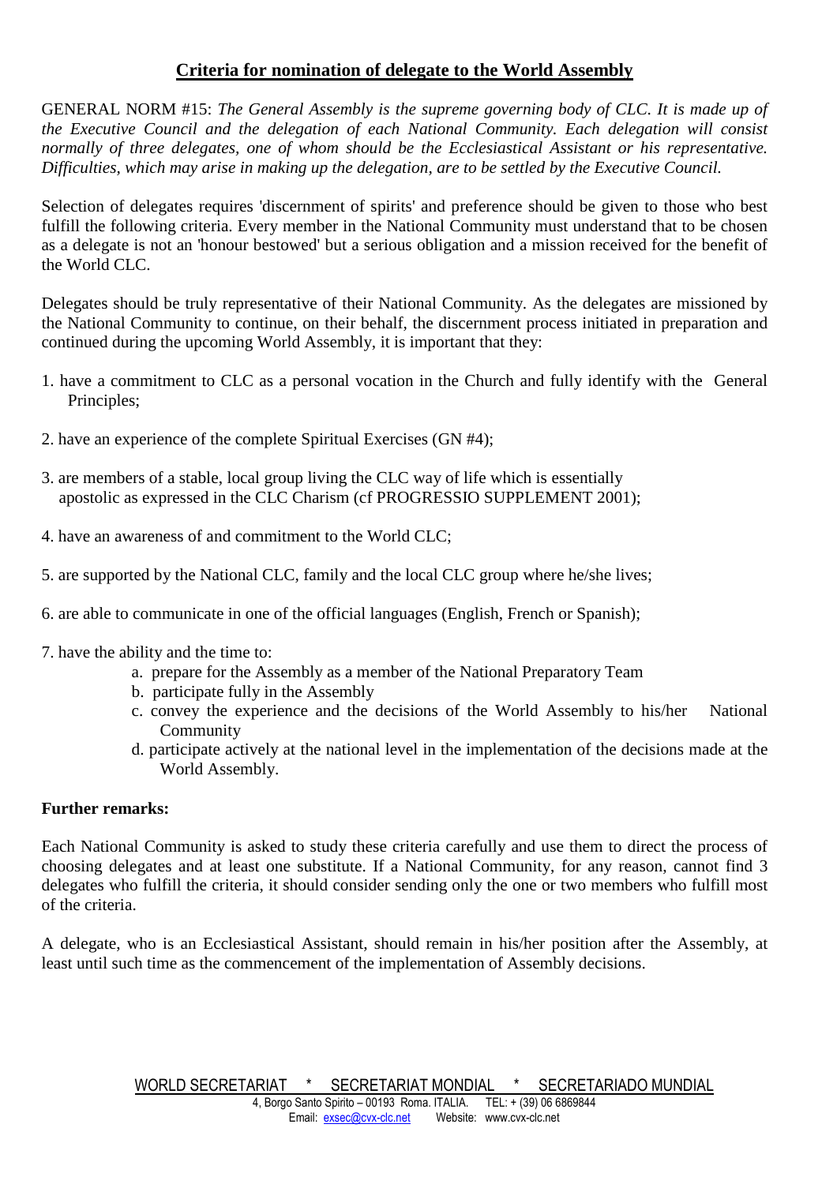## Criteria for nomination of delegate to the World Assembly

GENERAL NORM #15: *The General Assembly is the supreme governing body of CLC. It is made up of the Executive Council and the delegation of each National Community. Each delegation will consist normally of three delegates, one of whom should be the Ecclesiastical Assistant or his representative. Difficulties, which may arise in making up the delegation, are to be settled by the Executive Council.*

Selection of delegates requires 'discernment of spirits' and preference should be given to those who best fulfill the following criteria. Every member in the National Community must understand that to be chosen as a delegate is not an 'honour bestowed' but a serious obligation and a mission received for the benefit of the World CLC.

Delegates should be truly representative of their National Community. As the delegates are missioned by the National Community to continue, on their behalf, the discernment process initiated in preparation and continued during the upcoming World Assembly, it is important that they:

1. have a commitment to CLC as a personal vocation in the Church and fully identify with the General Principles;
2. have an experience of the complete Spiritual Exercises (GN #4);
3. are members of a stable, local group living the CLC way of life which is essentially apostolic as expressed in the CLC Charism (cf PROGRESSIO SUPPLEMENT 2001);
4. have an awareness of and commitment to the World CLC;
5. are supported by the National CLC, family and the local CLC group where he/she lives;
6. are able to communicate in one of the official languages (English, French or Spanish);
7. have the ability and the time to:
   a. prepare for the Assembly as a member of the National Preparatory Team
   b. participate fully in the Assembly
   c. convey the experience and the decisions of the World Assembly to his/her National Community
   d. participate actively at the national level in the implementation of the decisions made at the World Assembly.

**Further remarks:**

Each National Community is asked to study these criteria carefully and use them to direct the process of choosing delegates and at least one substitute. If a National Community, for any reason, cannot find 3 delegates who fulfill the criteria, it should consider sending only the one or two members who fulfill most of the criteria.

A delegate, who is an Ecclesiastical Assistant, should remain in his/her position after the Assembly, at least until such time as the commencement of the implementation of Assembly decisions.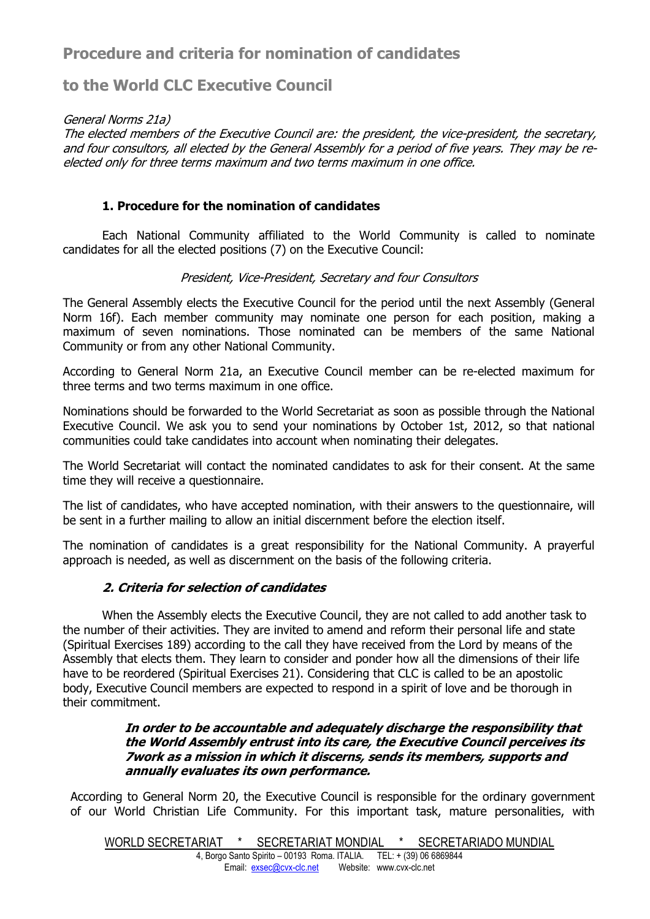# Procedure and criteria for nomination of candidates

# to the World CLC Executive Council

*General Norms 21a)*
*The elected members of the Executive Council are: the president, the vice-president, the secretary, and four consultors, all elected by the General Assembly for a period of five years. They may be re-elected only for three terms maximum and two terms maximum in one office.*

### 1. Procedure for the nomination of candidates

Each National Community affiliated to the World Community is called to nominate candidates for all the elected positions (7) on the Executive Council:

*President, Vice-President, Secretary and four Consultors*

The General Assembly elects the Executive Council for the period until the next Assembly (General Norm 16f). Each member community may nominate one person for each position, making a maximum of seven nominations. Those nominated can be members of the same National Community or from any other National Community.

According to General Norm 21a, an Executive Council member can be re-elected maximum for three terms and two terms maximum in one office.

Nominations should be forwarded to the World Secretariat as soon as possible through the National Executive Council. We ask you to send your nominations by October 1st, 2012, so that national communities could take candidates into account when nominating their delegates.

The World Secretariat will contact the nominated candidates to ask for their consent. At the same time they will receive a questionnaire.

The list of candidates, who have accepted nomination, with their answers to the questionnaire, will be sent in a further mailing to allow an initial discernment before the election itself.

The nomination of candidates is a great responsibility for the National Community. A prayerful approach is needed, as well as discernment on the basis of the following criteria.

### *2. Criteria for selection of candidates*

When the Assembly elects the Executive Council, they are not called to add another task to the number of their activities. They are invited to amend and reform their personal life and state (Spiritual Exercises 189) according to the call they have received from the Lord by means of the Assembly that elects them. They learn to consider and ponder how all the dimensions of their life have to be reordered (Spiritual Exercises 21). Considering that CLC is called to be an apostolic body, Executive Council members are expected to respond in a spirit of love and be thorough in their commitment.

> ***In order to be accountable and adequately discharge the responsibility that the World Assembly entrust into its care, the Executive Council perceives its 7work as a mission in which it discerns, sends its members, supports and annually evaluates its own performance.***

According to General Norm 20, the Executive Council is responsible for the ordinary government of our World Christian Life Community. For this important task, mature personalities, with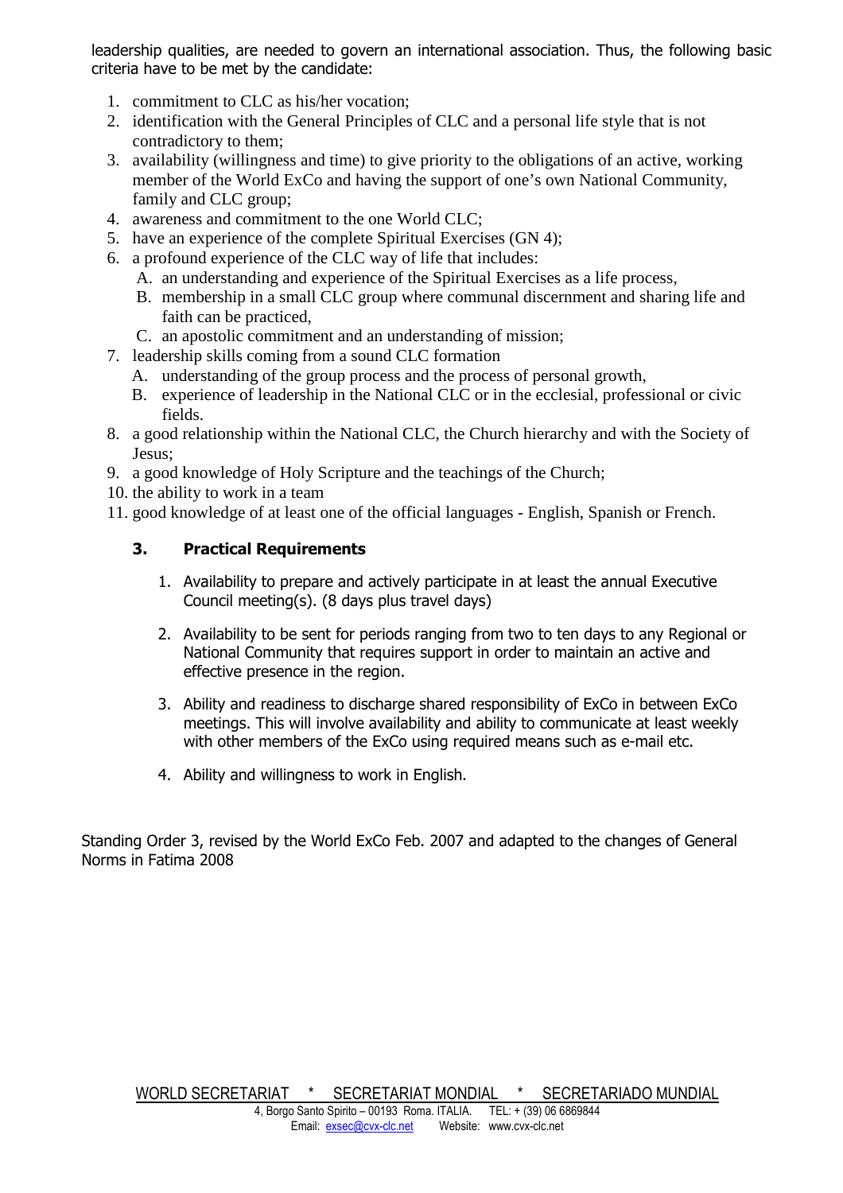leadership qualities, are needed to govern an international association. Thus, the following basic criteria have to be met by the candidate:

1. commitment to CLC as his/her vocation;
2. identification with the General Principles of CLC and a personal life style that is not contradictory to them;
3. availability (willingness and time) to give priority to the obligations of an active, working member of the World ExCo and having the support of one's own National Community, family and CLC group;
4. awareness and commitment to the one World CLC;
5. have an experience of the complete Spiritual Exercises (GN 4);
6. a profound experience of the CLC way of life that includes:
   A. an understanding and experience of the Spiritual Exercises as a life process,
   B. membership in a small CLC group where communal discernment and sharing life and faith can be practiced,
   C. an apostolic commitment and an understanding of mission;
7. leadership skills coming from a sound CLC formation
   A. understanding of the group process and the process of personal growth,
   B. experience of leadership in the National CLC or in the ecclesial, professional or civic fields.
8. a good relationship within the National CLC, the Church hierarchy and with the Society of Jesus;
9. a good knowledge of Holy Scripture and the teachings of the Church;
10. the ability to work in a team
11. good knowledge of at least one of the official languages - English, Spanish or French.

### 3. Practical Requirements

1. Availability to prepare and actively participate in at least the annual Executive Council meeting(s). (8 days plus travel days)

2. Availability to be sent for periods ranging from two to ten days to any Regional or National Community that requires support in order to maintain an active and effective presence in the region.

3. Ability and readiness to discharge shared responsibility of ExCo in between ExCo meetings. This will involve availability and ability to communicate at least weekly with other members of the ExCo using required means such as e-mail etc.

4. Ability and willingness to work in English.

Standing Order 3, revised by the World ExCo Feb. 2007 and adapted to the changes of General Norms in Fatima 2008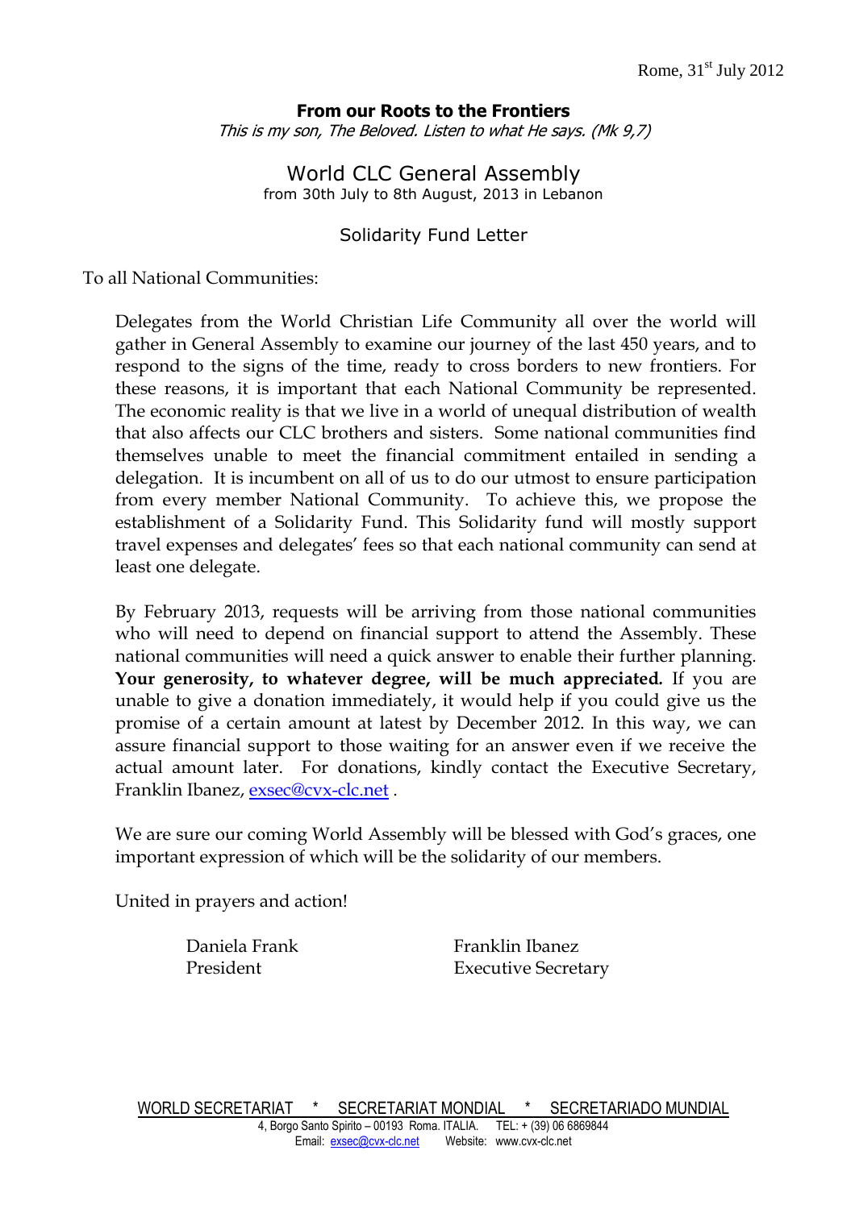Rome, 31st July 2012

**From our Roots to the Frontiers**

*This is my son, The Beloved. Listen to what He says. (Mk 9,7)*

World CLC General Assembly

from 30th July to 8th August, 2013 in Lebanon

Solidarity Fund Letter

To all National Communities:

Delegates from the World Christian Life Community all over the world will gather in General Assembly to examine our journey of the last 450 years, and to respond to the signs of the time, ready to cross borders to new frontiers. For these reasons, it is important that each National Community be represented. The economic reality is that we live in a world of unequal distribution of wealth that also affects our CLC brothers and sisters. Some national communities find themselves unable to meet the financial commitment entailed in sending a delegation. It is incumbent on all of us to do our utmost to ensure participation from every member National Community. To achieve this, we propose the establishment of a Solidarity Fund. This Solidarity fund will mostly support travel expenses and delegates' fees so that each national community can send at least one delegate.

By February 2013, requests will be arriving from those national communities who will need to depend on financial support to attend the Assembly. These national communities will need a quick answer to enable their further planning. **Your generosity, to whatever degree, will be much appreciated.** If you are unable to give a donation immediately, it would help if you could give us the promise of a certain amount at latest by December 2012. In this way, we can assure financial support to those waiting for an answer even if we receive the actual amount later. For donations, kindly contact the Executive Secretary, Franklin Ibanez, exsec@cvx-clc.net .

We are sure our coming World Assembly will be blessed with God's graces, one important expression of which will be the solidarity of our members.

United in prayers and action!

Daniela Frank
President

Franklin Ibanez
Executive Secretary

WORLD SECRETARIAT * SECRETARIAT MONDIAL * SECRETARIADO MUNDIAL

4, Borgo Santo Spirito – 00193 Roma. ITALIA. TEL: + (39) 06 6869844

Email: exsec@cvx-clc.net Website: www.cvx-clc.net